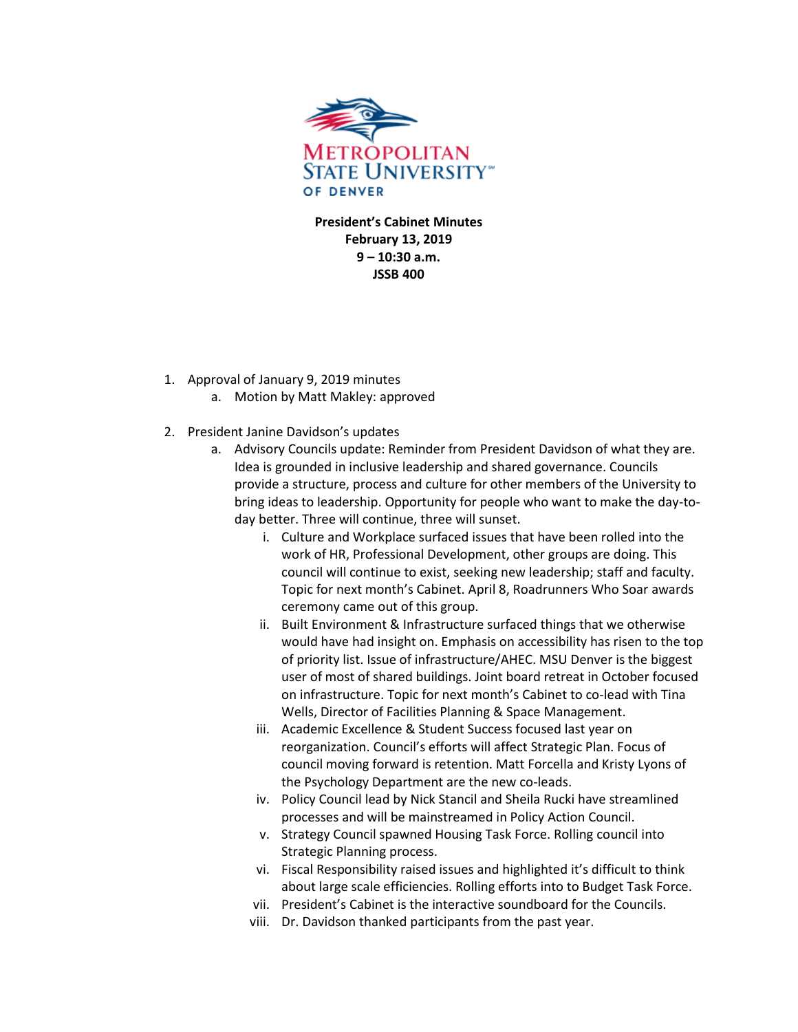**METROPOLITAN STATE UNIVERSITY OF DENVER**

**President's Cabinet Minutes**
**February 13, 2019**
**9 – 10:30 a.m.**
**JSSB 400**

1. Approval of January 9, 2019 minutes
    a. Motion by Matt Makley: approved

2. President Janine Davidson's updates
    a. Advisory Councils update: Reminder from President Davidson of what they are. Idea is grounded in inclusive leadership and shared governance. Councils provide a structure, process and culture for other members of the University to bring ideas to leadership. Opportunity for people who want to make the day-to-day better. Three will continue, three will sunset.
        i. Culture and Workplace surfaced issues that have been rolled into the work of HR, Professional Development, other groups are doing. This council will continue to exist, seeking new leadership; staff and faculty. Topic for next month's Cabinet. April 8, Roadrunners Who Soar awards ceremony came out of this group.
        ii. Built Environment & Infrastructure surfaced things that we otherwise would have had insight on. Emphasis on accessibility has risen to the top of priority list. Issue of infrastructure/AHEC. MSU Denver is the biggest user of most of shared buildings. Joint board retreat in October focused on infrastructure. Topic for next month's Cabinet to co-lead with Tina Wells, Director of Facilities Planning & Space Management.
        iii. Academic Excellence & Student Success focused last year on reorganization. Council's efforts will affect Strategic Plan. Focus of council moving forward is retention. Matt Forcella and Kristy Lyons of the Psychology Department are the new co-leads.
        iv. Policy Council lead by Nick Stancil and Sheila Rucki have streamlined processes and will be mainstreamed in Policy Action Council.
        v. Strategy Council spawned Housing Task Force. Rolling council into Strategic Planning process.
        vi. Fiscal Responsibility raised issues and highlighted it's difficult to think about large scale efficiencies. Rolling efforts into to Budget Task Force.
        vii. President's Cabinet is the interactive soundboard for the Councils.
        viii. Dr. Davidson thanked participants from the past year.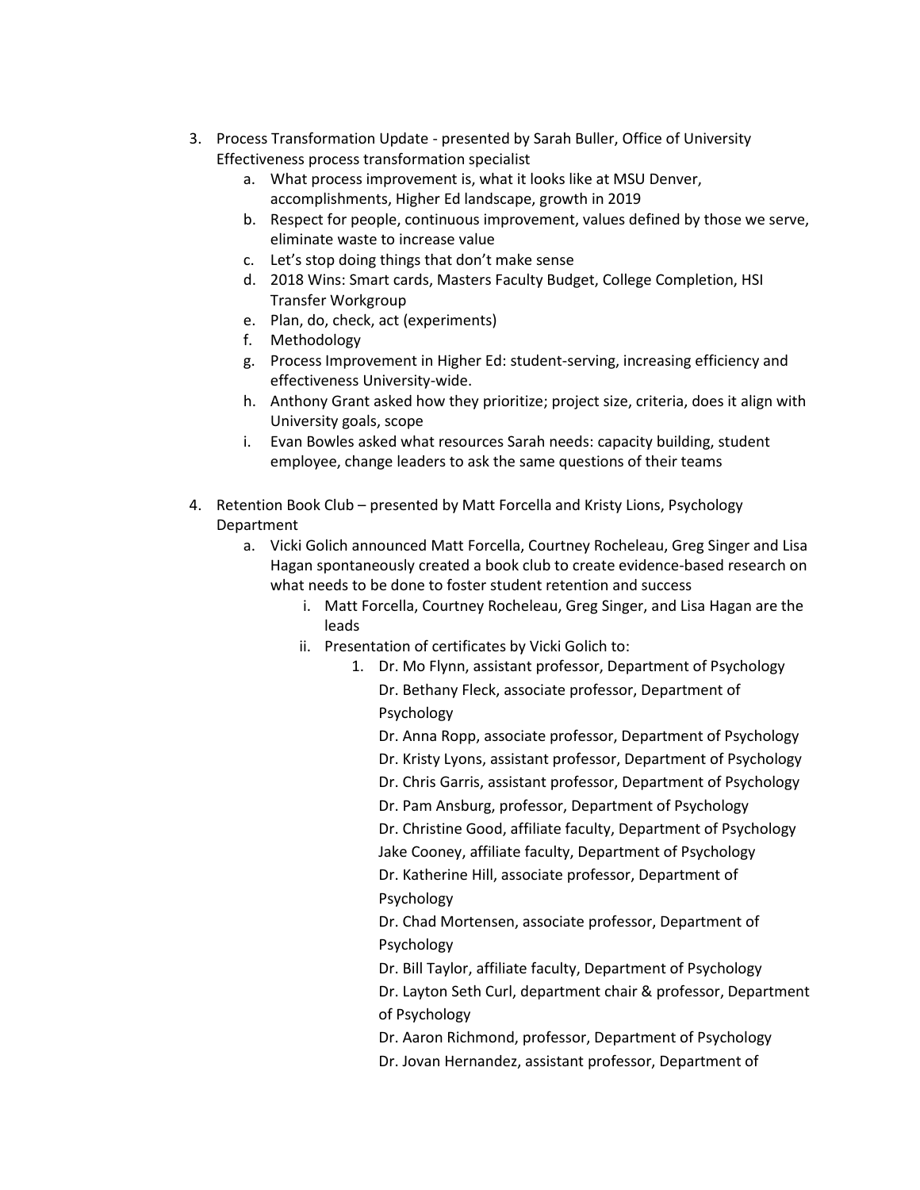3. Process Transformation Update - presented by Sarah Buller, Office of University Effectiveness process transformation specialist
    a. What process improvement is, what it looks like at MSU Denver, accomplishments, Higher Ed landscape, growth in 2019
    b. Respect for people, continuous improvement, values defined by those we serve, eliminate waste to increase value
    c. Let's stop doing things that don't make sense
    d. 2018 Wins: Smart cards, Masters Faculty Budget, College Completion, HSI Transfer Workgroup
    e. Plan, do, check, act (experiments)
    f. Methodology
    g. Process Improvement in Higher Ed: student-serving, increasing efficiency and effectiveness University-wide.
    h. Anthony Grant asked how they prioritize; project size, criteria, does it align with University goals, scope
    i. Evan Bowles asked what resources Sarah needs: capacity building, student employee, change leaders to ask the same questions of their teams

4. Retention Book Club – presented by Matt Forcella and Kristy Lions, Psychology Department
    a. Vicki Golich announced Matt Forcella, Courtney Rocheleau, Greg Singer and Lisa Hagan spontaneously created a book club to create evidence-based research on what needs to be done to foster student retention and success
        i. Matt Forcella, Courtney Rocheleau, Greg Singer, and Lisa Hagan are the leads
        ii. Presentation of certificates by Vicki Golich to:
            1. Dr. Mo Flynn, assistant professor, Department of Psychology
               Dr. Bethany Fleck, associate professor, Department of Psychology
               Dr. Anna Ropp, associate professor, Department of Psychology
               Dr. Kristy Lyons, assistant professor, Department of Psychology
               Dr. Chris Garris, assistant professor, Department of Psychology
               Dr. Pam Ansburg, professor, Department of Psychology
               Dr. Christine Good, affiliate faculty, Department of Psychology
               Jake Cooney, affiliate faculty, Department of Psychology
               Dr. Katherine Hill, associate professor, Department of Psychology
               Dr. Chad Mortensen, associate professor, Department of Psychology
               Dr. Bill Taylor, affiliate faculty, Department of Psychology
               Dr. Layton Seth Curl, department chair & professor, Department of Psychology
               Dr. Aaron Richmond, professor, Department of Psychology
               Dr. Jovan Hernandez, assistant professor, Department of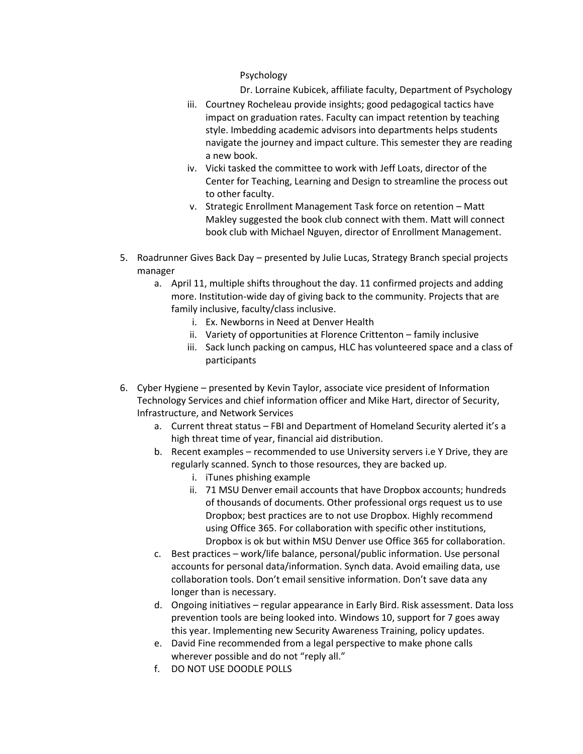Psychology

Dr. Lorraine Kubicek, affiliate faculty, Department of Psychology

iii. Courtney Rocheleau provide insights; good pedagogical tactics have impact on graduation rates. Faculty can impact retention by teaching style. Imbedding academic advisors into departments helps students navigate the journey and impact culture. This semester they are reading a new book.

iv. Vicki tasked the committee to work with Jeff Loats, director of the Center for Teaching, Learning and Design to streamline the process out to other faculty.

v. Strategic Enrollment Management Task force on retention – Matt Makley suggested the book club connect with them. Matt will connect book club with Michael Nguyen, director of Enrollment Management.

5. Roadrunner Gives Back Day – presented by Julie Lucas, Strategy Branch special projects manager
   a. April 11, multiple shifts throughout the day. 11 confirmed projects and adding more. Institution-wide day of giving back to the community. Projects that are family inclusive, faculty/class inclusive.
      i. Ex. Newborns in Need at Denver Health
      ii. Variety of opportunities at Florence Crittenton – family inclusive
      iii. Sack lunch packing on campus, HLC has volunteered space and a class of participants

6. Cyber Hygiene – presented by Kevin Taylor, associate vice president of Information Technology Services and chief information officer and Mike Hart, director of Security, Infrastructure, and Network Services
   a. Current threat status – FBI and Department of Homeland Security alerted it's a high threat time of year, financial aid distribution.
   b. Recent examples – recommended to use University servers i.e Y Drive, they are regularly scanned. Synch to those resources, they are backed up.
      i. iTunes phishing example
      ii. 71 MSU Denver email accounts that have Dropbox accounts; hundreds of thousands of documents. Other professional orgs request us to use Dropbox; best practices are to not use Dropbox. Highly recommend using Office 365. For collaboration with specific other institutions, Dropbox is ok but within MSU Denver use Office 365 for collaboration.
   c. Best practices – work/life balance, personal/public information. Use personal accounts for personal data/information. Synch data. Avoid emailing data, use collaboration tools. Don't email sensitive information. Don't save data any longer than is necessary.
   d. Ongoing initiatives – regular appearance in Early Bird. Risk assessment. Data loss prevention tools are being looked into. Windows 10, support for 7 goes away this year. Implementing new Security Awareness Training, policy updates.
   e. David Fine recommended from a legal perspective to make phone calls wherever possible and do not "reply all."
   f. DO NOT USE DOODLE POLLS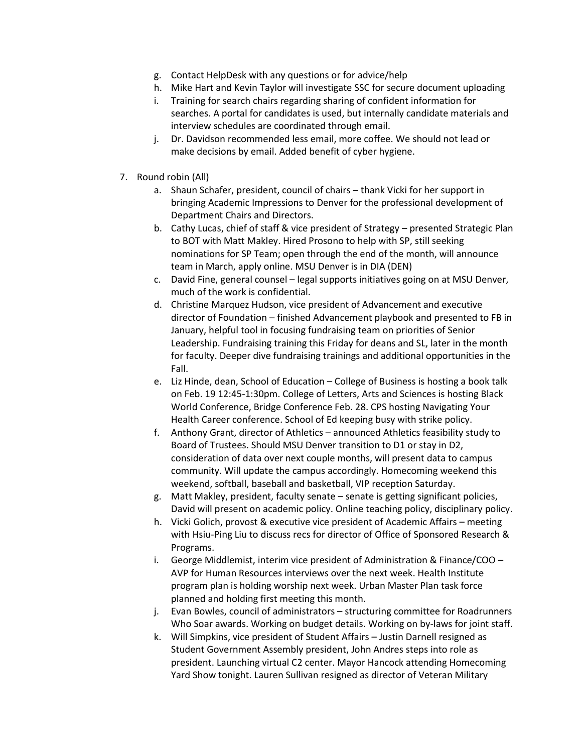g. Contact HelpDesk with any questions or for advice/help
h. Mike Hart and Kevin Taylor will investigate SSC for secure document uploading
i. Training for search chairs regarding sharing of confident information for searches. A portal for candidates is used, but internally candidate materials and interview schedules are coordinated through email.
j. Dr. Davidson recommended less email, more coffee. We should not lead or make decisions by email. Added benefit of cyber hygiene.

7. Round robin (All)
   a. Shaun Schafer, president, council of chairs – thank Vicki for her support in bringing Academic Impressions to Denver for the professional development of Department Chairs and Directors.
   b. Cathy Lucas, chief of staff & vice president of Strategy – presented Strategic Plan to BOT with Matt Makley. Hired Prosono to help with SP, still seeking nominations for SP Team; open through the end of the month, will announce team in March, apply online. MSU Denver is in DIA (DEN)
   c. David Fine, general counsel – legal supports initiatives going on at MSU Denver, much of the work is confidential.
   d. Christine Marquez Hudson, vice president of Advancement and executive director of Foundation – finished Advancement playbook and presented to FB in January, helpful tool in focusing fundraising team on priorities of Senior Leadership. Fundraising training this Friday for deans and SL, later in the month for faculty. Deeper dive fundraising trainings and additional opportunities in the Fall.
   e. Liz Hinde, dean, School of Education – College of Business is hosting a book talk on Feb. 19 12:45-1:30pm. College of Letters, Arts and Sciences is hosting Black World Conference, Bridge Conference Feb. 28. CPS hosting Navigating Your Health Career conference. School of Ed keeping busy with strike policy.
   f. Anthony Grant, director of Athletics – announced Athletics feasibility study to Board of Trustees. Should MSU Denver transition to D1 or stay in D2, consideration of data over next couple months, will present data to campus community. Will update the campus accordingly. Homecoming weekend this weekend, softball, baseball and basketball, VIP reception Saturday.
   g. Matt Makley, president, faculty senate – senate is getting significant policies, David will present on academic policy. Online teaching policy, disciplinary policy.
   h. Vicki Golich, provost & executive vice president of Academic Affairs – meeting with Hsiu-Ping Liu to discuss recs for director of Office of Sponsored Research & Programs.
   i. George Middlemist, interim vice president of Administration & Finance/COO – AVP for Human Resources interviews over the next week. Health Institute program plan is holding worship next week. Urban Master Plan task force planned and holding first meeting this month.
   j. Evan Bowles, council of administrators – structuring committee for Roadrunners Who Soar awards. Working on budget details. Working on by-laws for joint staff.
   k. Will Simpkins, vice president of Student Affairs – Justin Darnell resigned as Student Government Assembly president, John Andres steps into role as president. Launching virtual C2 center. Mayor Hancock attending Homecoming Yard Show tonight. Lauren Sullivan resigned as director of Veteran Military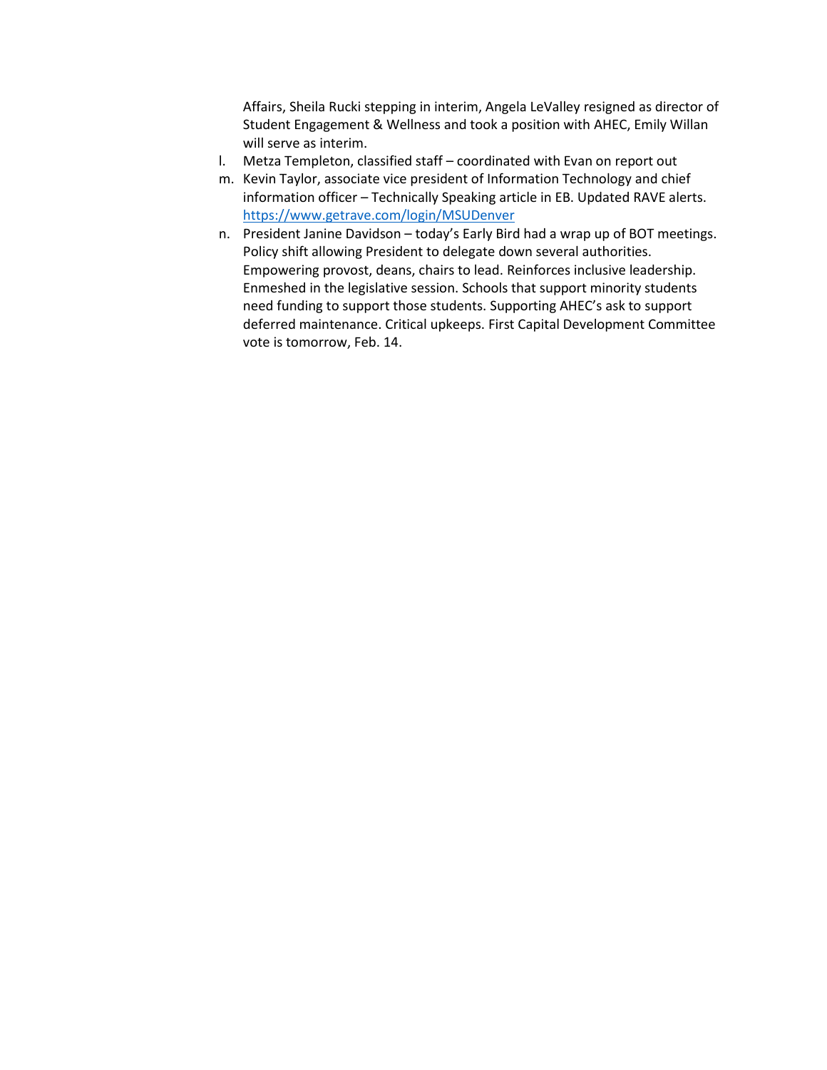Affairs, Sheila Rucki stepping in interim, Angela LeValley resigned as director of Student Engagement & Wellness and took a position with AHEC, Emily Willan will serve as interim.

l. Metza Templeton, classified staff – coordinated with Evan on report out
m. Kevin Taylor, associate vice president of Information Technology and chief information officer – Technically Speaking article in EB. Updated RAVE alerts. https://www.getrave.com/login/MSUDenver
n. President Janine Davidson – today's Early Bird had a wrap up of BOT meetings. Policy shift allowing President to delegate down several authorities. Empowering provost, deans, chairs to lead. Reinforces inclusive leadership. Enmeshed in the legislative session. Schools that support minority students need funding to support those students. Supporting AHEC's ask to support deferred maintenance. Critical upkeeps. First Capital Development Committee vote is tomorrow, Feb. 14.